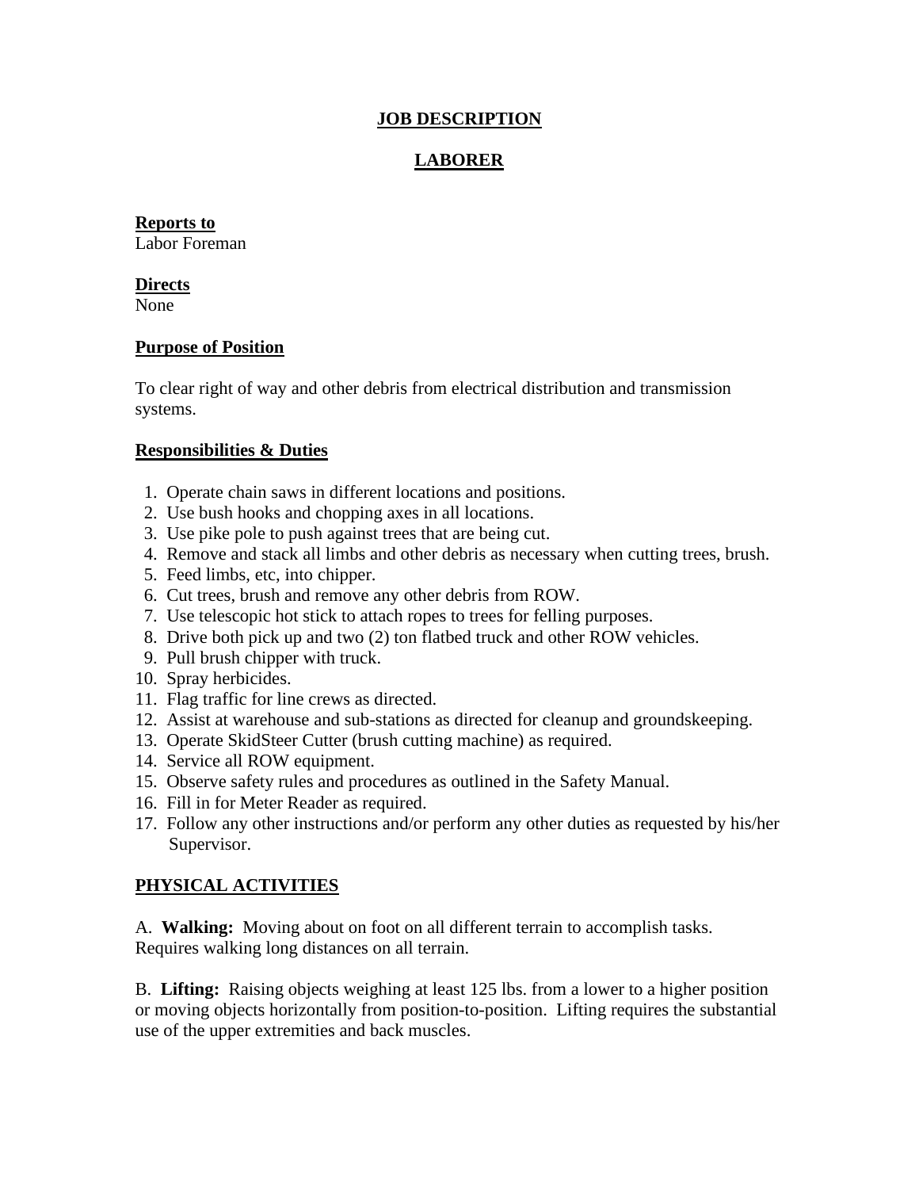# JOB DESCRIPTION

## LABORER

**Reports to**
Labor Foreman

**Directs**
None

**Purpose of Position**

To clear right of way and other debris from electrical distribution and transmission systems.

**Responsibilities & Duties**

1. Operate chain saws in different locations and positions.
2. Use bush hooks and chopping axes in all locations.
3. Use pike pole to push against trees that are being cut.
4. Remove and stack all limbs and other debris as necessary when cutting trees, brush.
5. Feed limbs, etc, into chipper.
6. Cut trees, brush and remove any other debris from ROW.
7. Use telescopic hot stick to attach ropes to trees for felling purposes.
8. Drive both pick up and two (2) ton flatbed truck and other ROW vehicles.
9. Pull brush chipper with truck.
10. Spray herbicides.
11. Flag traffic for line crews as directed.
12. Assist at warehouse and sub-stations as directed for cleanup and groundskeeping.
13. Operate SkidSteer Cutter (brush cutting machine) as required.
14. Service all ROW equipment.
15. Observe safety rules and procedures as outlined in the Safety Manual.
16. Fill in for Meter Reader as required.
17. Follow any other instructions and/or perform any other duties as requested by his/her Supervisor.

**PHYSICAL ACTIVITIES**

A. **Walking:** Moving about on foot on all different terrain to accomplish tasks. Requires walking long distances on all terrain.

B. **Lifting:** Raising objects weighing at least 125 lbs. from a lower to a higher position or moving objects horizontally from position-to-position. Lifting requires the substantial use of the upper extremities and back muscles.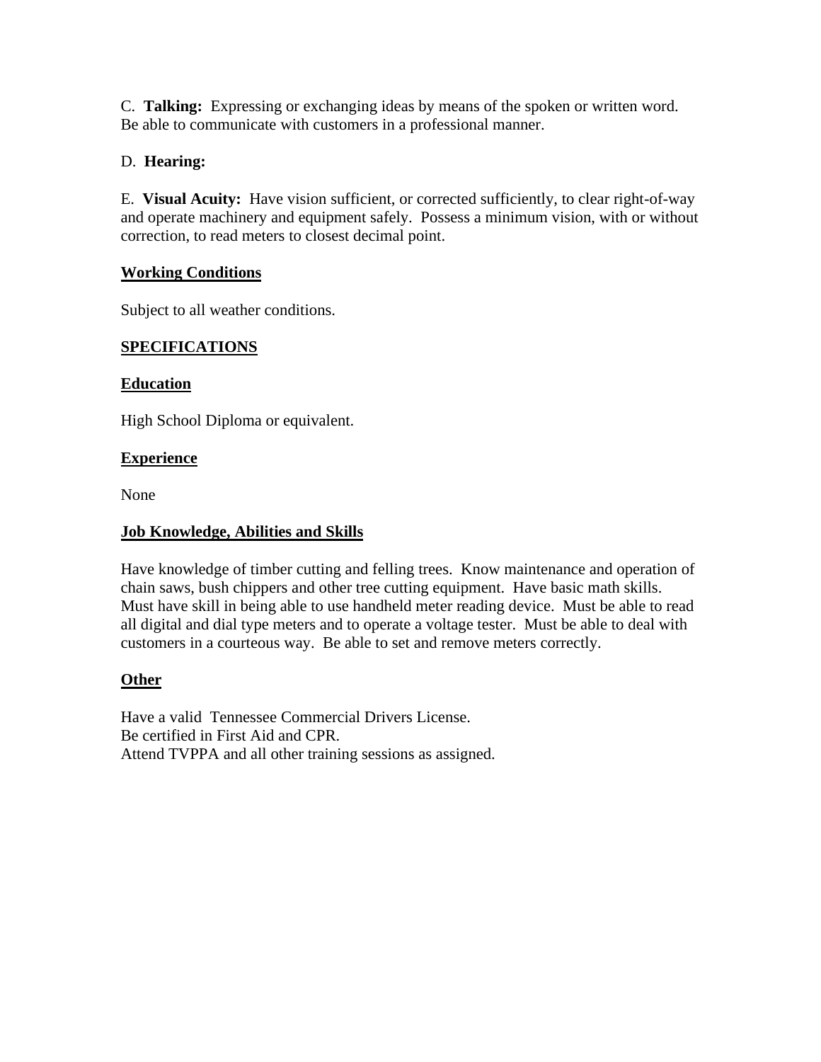C. **Talking:** Expressing or exchanging ideas by means of the spoken or written word. Be able to communicate with customers in a professional manner.

D. **Hearing:**

E. **Visual Acuity:** Have vision sufficient, or corrected sufficiently, to clear right-of-way and operate machinery and equipment safely. Possess a minimum vision, with or without correction, to read meters to closest decimal point.

## Working Conditions

Subject to all weather conditions.

# SPECIFICATIONS

## Education

High School Diploma or equivalent.

## Experience

None

## Job Knowledge, Abilities and Skills

Have knowledge of timber cutting and felling trees. Know maintenance and operation of chain saws, bush chippers and other tree cutting equipment. Have basic math skills. Must have skill in being able to use handheld meter reading device. Must be able to read all digital and dial type meters and to operate a voltage tester. Must be able to deal with customers in a courteous way. Be able to set and remove meters correctly.

## Other

Have a valid Tennessee Commercial Drivers License.
Be certified in First Aid and CPR.
Attend TVPPA and all other training sessions as assigned.